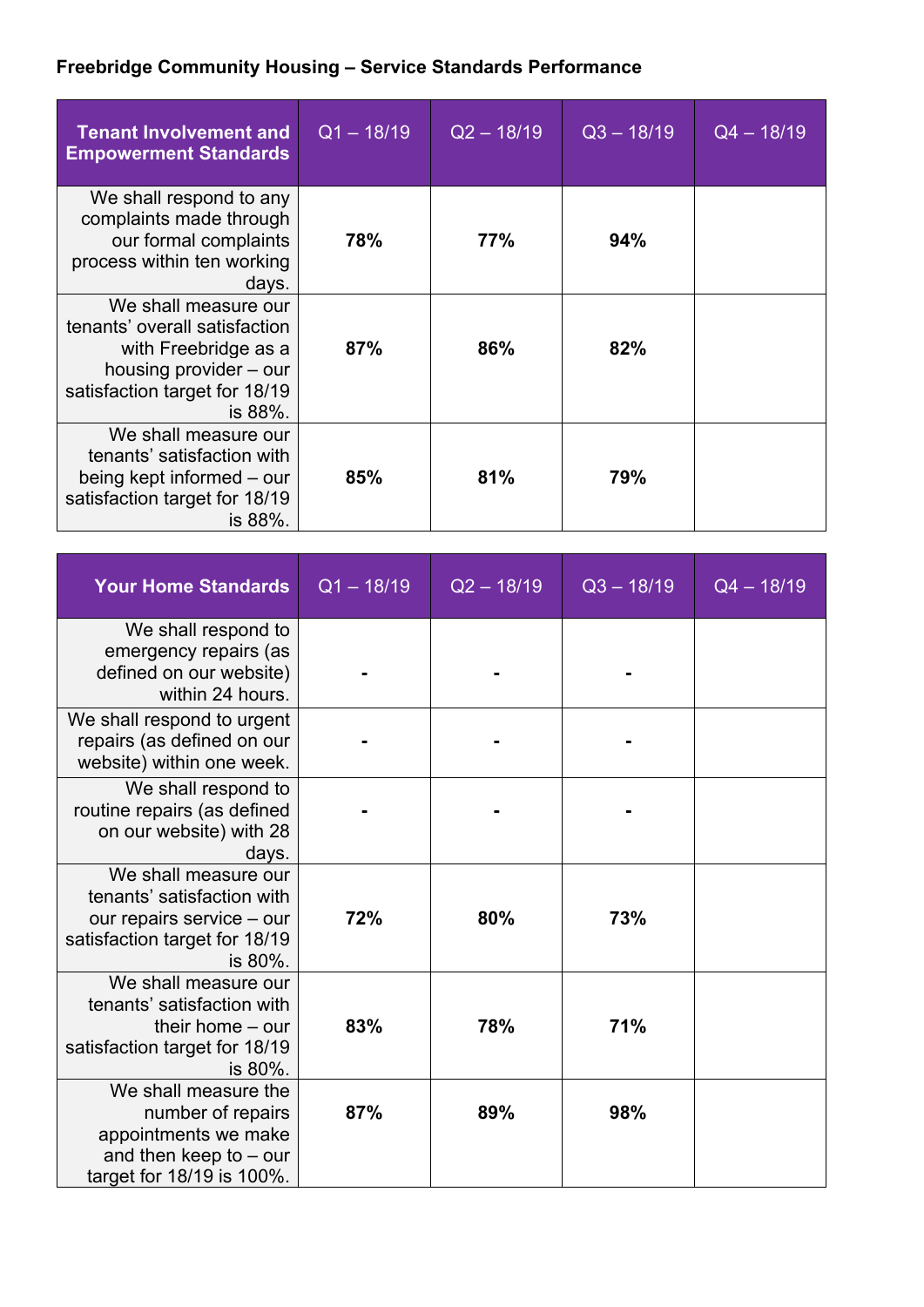**Freebridge Community Housing – Service Standards Performance**

| Tenant Involvement and Empowerment Standards | Q1 – 18/19 | Q2 – 18/19 | Q3 – 18/19 | Q4 – 18/19 |
|---|---|---|---|---|
| We shall respond to any complaints made through our formal complaints process within ten working days. | **78%** | **77%** | **94%** | |
| We shall measure our tenants' overall satisfaction with Freebridge as a housing provider – our satisfaction target for 18/19 is 88%. | **87%** | **86%** | **82%** | |
| We shall measure our tenants' satisfaction with being kept informed – our satisfaction target for 18/19 is 88%. | **85%** | **81%** | **79%** | |

| Your Home Standards | Q1 – 18/19 | Q2 – 18/19 | Q3 – 18/19 | Q4 – 18/19 |
|---|---|---|---|---|
| We shall respond to emergency repairs (as defined on our website) within 24 hours. | **-** | **-** | **-** | |
| We shall respond to urgent repairs (as defined on our website) within one week. | **-** | **-** | **-** | |
| We shall respond to routine repairs (as defined on our website) with 28 days. | **-** | **-** | **-** | |
| We shall measure our tenants' satisfaction with our repairs service – our satisfaction target for 18/19 is 80%. | **72%** | **80%** | **73%** | |
| We shall measure our tenants' satisfaction with their home – our satisfaction target for 18/19 is 80%. | **83%** | **78%** | **71%** | |
| We shall measure the number of repairs appointments we make and then keep to – our target for 18/19 is 100%. | **87%** | **89%** | **98%** | |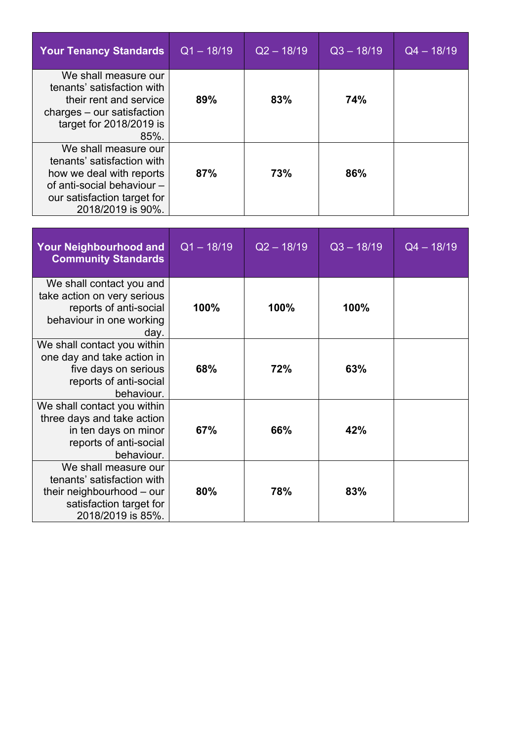| Your Tenancy Standards | Q1 – 18/19 | Q2 – 18/19 | Q3 – 18/19 | Q4 – 18/19 |
|---|---|---|---|---|
| We shall measure our tenants' satisfaction with their rent and service charges – our satisfaction target for 2018/2019 is 85%. | **89%** | **83%** | **74%** | |
| We shall measure our tenants' satisfaction with how we deal with reports of anti-social behaviour – our satisfaction target for 2018/2019 is 90%. | **87%** | **73%** | **86%** | |

| Your Neighbourhood and Community Standards | Q1 – 18/19 | Q2 – 18/19 | Q3 – 18/19 | Q4 – 18/19 |
|---|---|---|---|---|
| We shall contact you and take action on very serious reports of anti-social behaviour in one working day. | **100%** | **100%** | **100%** | |
| We shall contact you within one day and take action in five days on serious reports of anti-social behaviour. | **68%** | **72%** | **63%** | |
| We shall contact you within three days and take action in ten days on minor reports of anti-social behaviour. | **67%** | **66%** | **42%** | |
| We shall measure our tenants' satisfaction with their neighbourhood – our satisfaction target for 2018/2019 is 85%. | **80%** | **78%** | **83%** | |